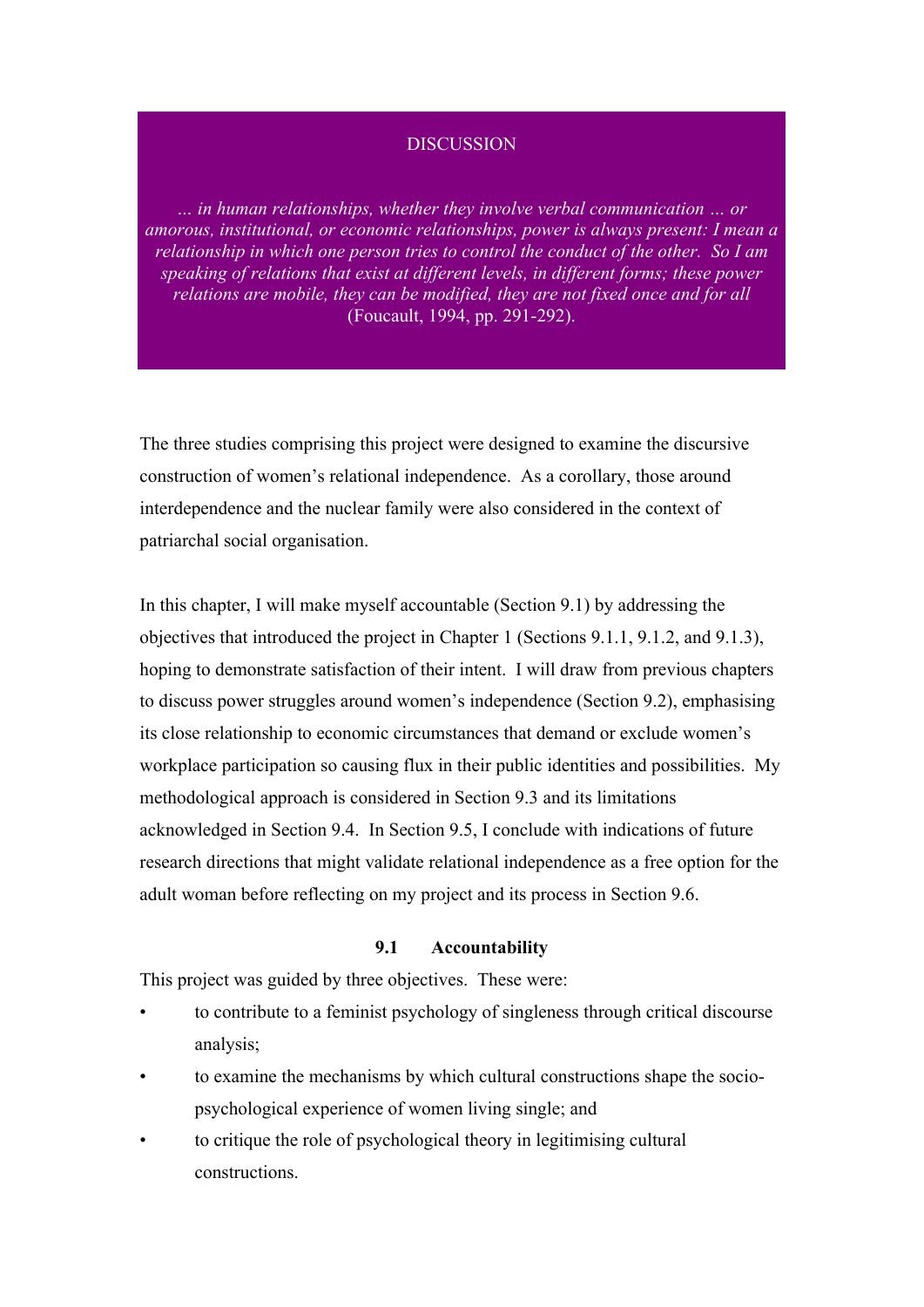# DISCUSSION

> *… in human relationships, whether they involve verbal communication … or amorous, institutional, or economic relationships, power is always present: I mean a relationship in which one person tries to control the conduct of the other. So I am speaking of relations that exist at different levels, in different forms; these power relations are mobile, they can be modified, they are not fixed once and for all* (Foucault, 1994, pp. 291-292).

The three studies comprising this project were designed to examine the discursive construction of women's relational independence. As a corollary, those around interdependence and the nuclear family were also considered in the context of patriarchal social organisation.

In this chapter, I will make myself accountable (Section 9.1) by addressing the objectives that introduced the project in Chapter 1 (Sections 9.1.1, 9.1.2, and 9.1.3), hoping to demonstrate satisfaction of their intent. I will draw from previous chapters to discuss power struggles around women's independence (Section 9.2), emphasising its close relationship to economic circumstances that demand or exclude women's workplace participation so causing flux in their public identities and possibilities. My methodological approach is considered in Section 9.3 and its limitations acknowledged in Section 9.4. In Section 9.5, I conclude with indications of future research directions that might validate relational independence as a free option for the adult woman before reflecting on my project and its process in Section 9.6.

## 9.1 Accountability

This project was guided by three objectives. These were:

- to contribute to a feminist psychology of singleness through critical discourse analysis;
- to examine the mechanisms by which cultural constructions shape the socio-psychological experience of women living single; and
- to critique the role of psychological theory in legitimising cultural constructions.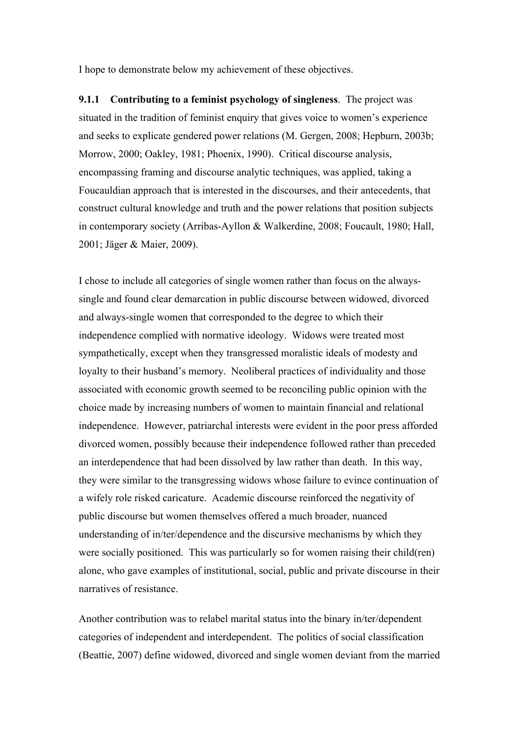I hope to demonstrate below my achievement of these objectives.

**9.1.1 Contributing to a feminist psychology of singleness**. The project was situated in the tradition of feminist enquiry that gives voice to women's experience and seeks to explicate gendered power relations (M. Gergen, 2008; Hepburn, 2003b; Morrow, 2000; Oakley, 1981; Phoenix, 1990). Critical discourse analysis, encompassing framing and discourse analytic techniques, was applied, taking a Foucauldian approach that is interested in the discourses, and their antecedents, that construct cultural knowledge and truth and the power relations that position subjects in contemporary society (Arribas-Ayllon & Walkerdine, 2008; Foucault, 1980; Hall, 2001; Jäger & Maier, 2009).

I chose to include all categories of single women rather than focus on the always-single and found clear demarcation in public discourse between widowed, divorced and always-single women that corresponded to the degree to which their independence complied with normative ideology. Widows were treated most sympathetically, except when they transgressed moralistic ideals of modesty and loyalty to their husband's memory. Neoliberal practices of individuality and those associated with economic growth seemed to be reconciling public opinion with the choice made by increasing numbers of women to maintain financial and relational independence. However, patriarchal interests were evident in the poor press afforded divorced women, possibly because their independence followed rather than preceded an interdependence that had been dissolved by law rather than death. In this way, they were similar to the transgressing widows whose failure to evince continuation of a wifely role risked caricature. Academic discourse reinforced the negativity of public discourse but women themselves offered a much broader, nuanced understanding of in/ter/dependence and the discursive mechanisms by which they were socially positioned. This was particularly so for women raising their child(ren) alone, who gave examples of institutional, social, public and private discourse in their narratives of resistance.

Another contribution was to relabel marital status into the binary in/ter/dependent categories of independent and interdependent. The politics of social classification (Beattie, 2007) define widowed, divorced and single women deviant from the married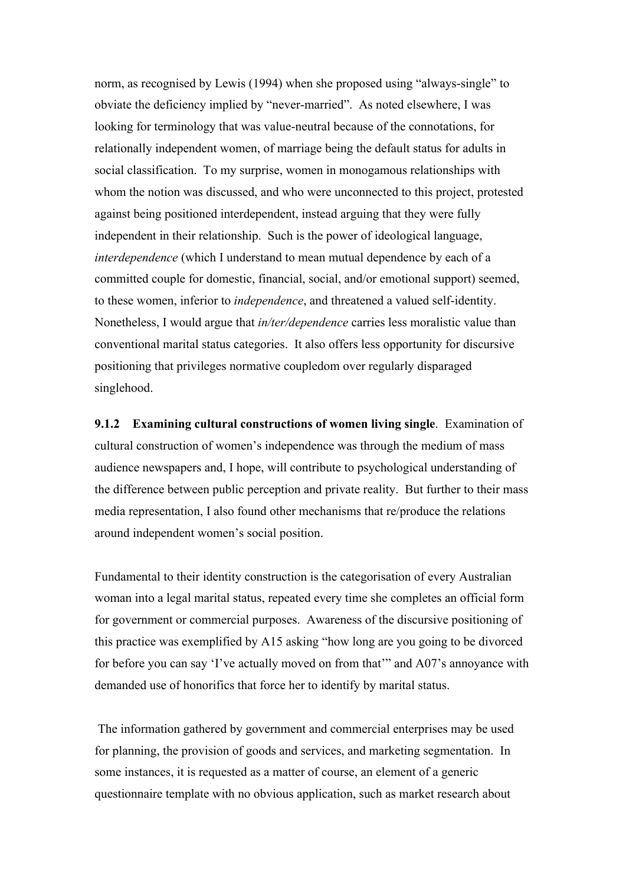norm, as recognised by Lewis (1994) when she proposed using "always-single" to obviate the deficiency implied by "never-married". As noted elsewhere, I was looking for terminology that was value-neutral because of the connotations, for relationally independent women, of marriage being the default status for adults in social classification. To my surprise, women in monogamous relationships with whom the notion was discussed, and who were unconnected to this project, protested against being positioned interdependent, instead arguing that they were fully independent in their relationship. Such is the power of ideological language, *interdependence* (which I understand to mean mutual dependence by each of a committed couple for domestic, financial, social, and/or emotional support) seemed, to these women, inferior to *independence*, and threatened a valued self-identity. Nonetheless, I would argue that *in/ter/dependence* carries less moralistic value than conventional marital status categories. It also offers less opportunity for discursive positioning that privileges normative coupledom over regularly disparaged singlehood.

**9.1.2 Examining cultural constructions of women living single**. Examination of cultural construction of women's independence was through the medium of mass audience newspapers and, I hope, will contribute to psychological understanding of the difference between public perception and private reality. But further to their mass media representation, I also found other mechanisms that re/produce the relations around independent women's social position.

Fundamental to their identity construction is the categorisation of every Australian woman into a legal marital status, repeated every time she completes an official form for government or commercial purposes. Awareness of the discursive positioning of this practice was exemplified by A15 asking "how long are you going to be divorced for before you can say 'I've actually moved on from that'" and A07's annoyance with demanded use of honorifics that force her to identify by marital status.

The information gathered by government and commercial enterprises may be used for planning, the provision of goods and services, and marketing segmentation. In some instances, it is requested as a matter of course, an element of a generic questionnaire template with no obvious application, such as market research about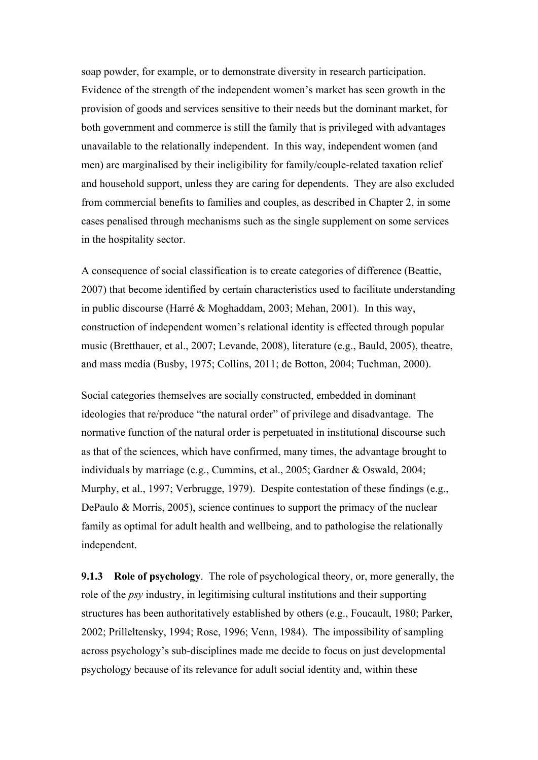soap powder, for example, or to demonstrate diversity in research participation. Evidence of the strength of the independent women's market has seen growth in the provision of goods and services sensitive to their needs but the dominant market, for both government and commerce is still the family that is privileged with advantages unavailable to the relationally independent. In this way, independent women (and men) are marginalised by their ineligibility for family/couple-related taxation relief and household support, unless they are caring for dependents. They are also excluded from commercial benefits to families and couples, as described in Chapter 2, in some cases penalised through mechanisms such as the single supplement on some services in the hospitality sector.

A consequence of social classification is to create categories of difference (Beattie, 2007) that become identified by certain characteristics used to facilitate understanding in public discourse (Harré & Moghaddam, 2003; Mehan, 2001). In this way, construction of independent women's relational identity is effected through popular music (Bretthauer, et al., 2007; Levande, 2008), literature (e.g., Bauld, 2005), theatre, and mass media (Busby, 1975; Collins, 2011; de Botton, 2004; Tuchman, 2000).

Social categories themselves are socially constructed, embedded in dominant ideologies that re/produce "the natural order" of privilege and disadvantage. The normative function of the natural order is perpetuated in institutional discourse such as that of the sciences, which have confirmed, many times, the advantage brought to individuals by marriage (e.g., Cummins, et al., 2005; Gardner & Oswald, 2004; Murphy, et al., 1997; Verbrugge, 1979). Despite contestation of these findings (e.g., DePaulo & Morris, 2005), science continues to support the primacy of the nuclear family as optimal for adult health and wellbeing, and to pathologise the relationally independent.

**9.1.3 Role of psychology**. The role of psychological theory, or, more generally, the role of the *psy* industry, in legitimising cultural institutions and their supporting structures has been authoritatively established by others (e.g., Foucault, 1980; Parker, 2002; Prilleltensky, 1994; Rose, 1996; Venn, 1984). The impossibility of sampling across psychology's sub-disciplines made me decide to focus on just developmental psychology because of its relevance for adult social identity and, within these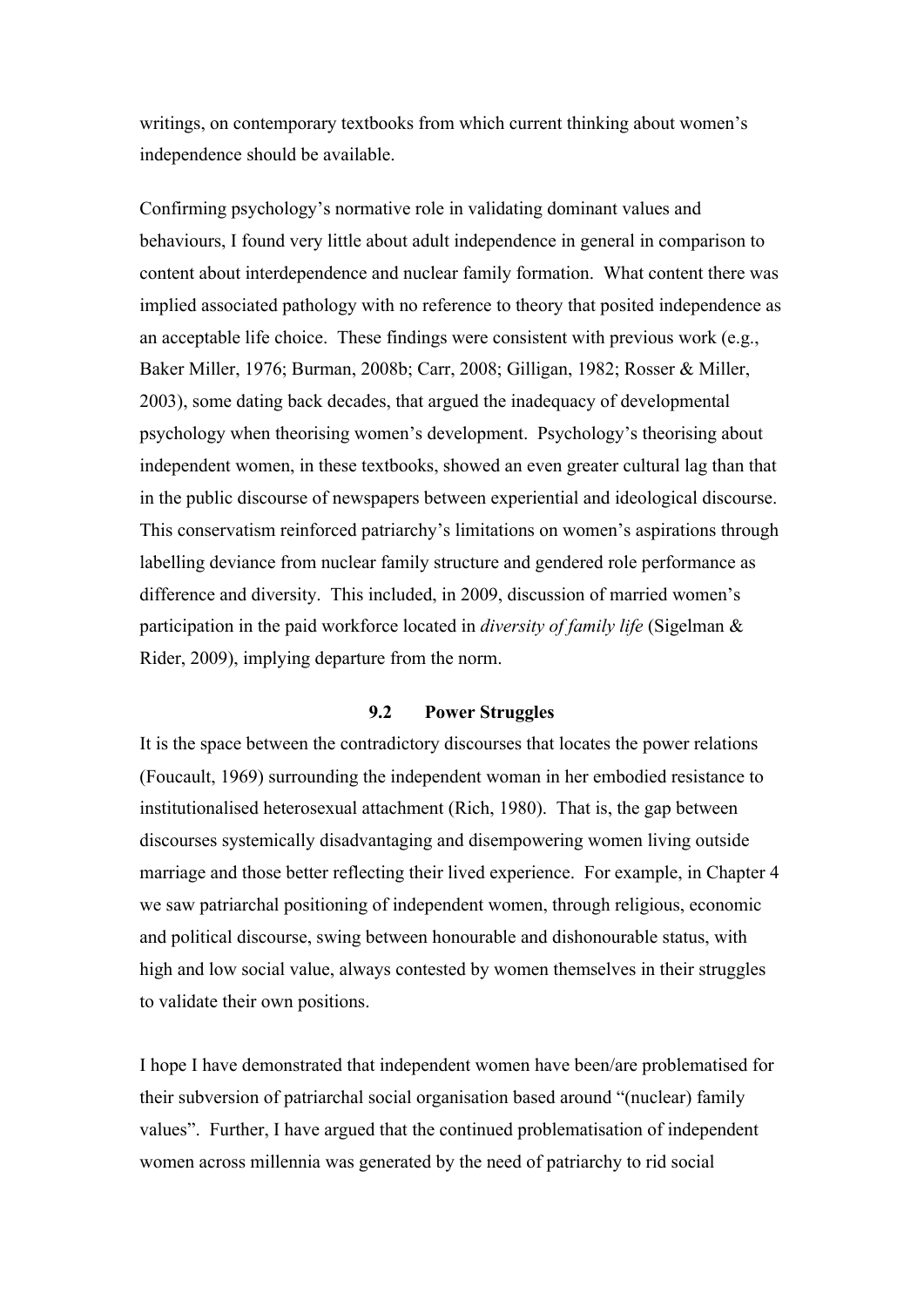writings, on contemporary textbooks from which current thinking about women's independence should be available.

Confirming psychology's normative role in validating dominant values and behaviours, I found very little about adult independence in general in comparison to content about interdependence and nuclear family formation. What content there was implied associated pathology with no reference to theory that posited independence as an acceptable life choice. These findings were consistent with previous work (e.g., Baker Miller, 1976; Burman, 2008b; Carr, 2008; Gilligan, 1982; Rosser & Miller, 2003), some dating back decades, that argued the inadequacy of developmental psychology when theorising women's development. Psychology's theorising about independent women, in these textbooks, showed an even greater cultural lag than that in the public discourse of newspapers between experiential and ideological discourse. This conservatism reinforced patriarchy's limitations on women's aspirations through labelling deviance from nuclear family structure and gendered role performance as difference and diversity. This included, in 2009, discussion of married women's participation in the paid workforce located in *diversity of family life* (Sigelman & Rider, 2009), implying departure from the norm.

## 9.2 Power Struggles

It is the space between the contradictory discourses that locates the power relations (Foucault, 1969) surrounding the independent woman in her embodied resistance to institutionalised heterosexual attachment (Rich, 1980). That is, the gap between discourses systemically disadvantaging and disempowering women living outside marriage and those better reflecting their lived experience. For example, in Chapter 4 we saw patriarchal positioning of independent women, through religious, economic and political discourse, swing between honourable and dishonourable status, with high and low social value, always contested by women themselves in their struggles to validate their own positions.

I hope I have demonstrated that independent women have been/are problematised for their subversion of patriarchal social organisation based around "(nuclear) family values". Further, I have argued that the continued problematisation of independent women across millennia was generated by the need of patriarchy to rid social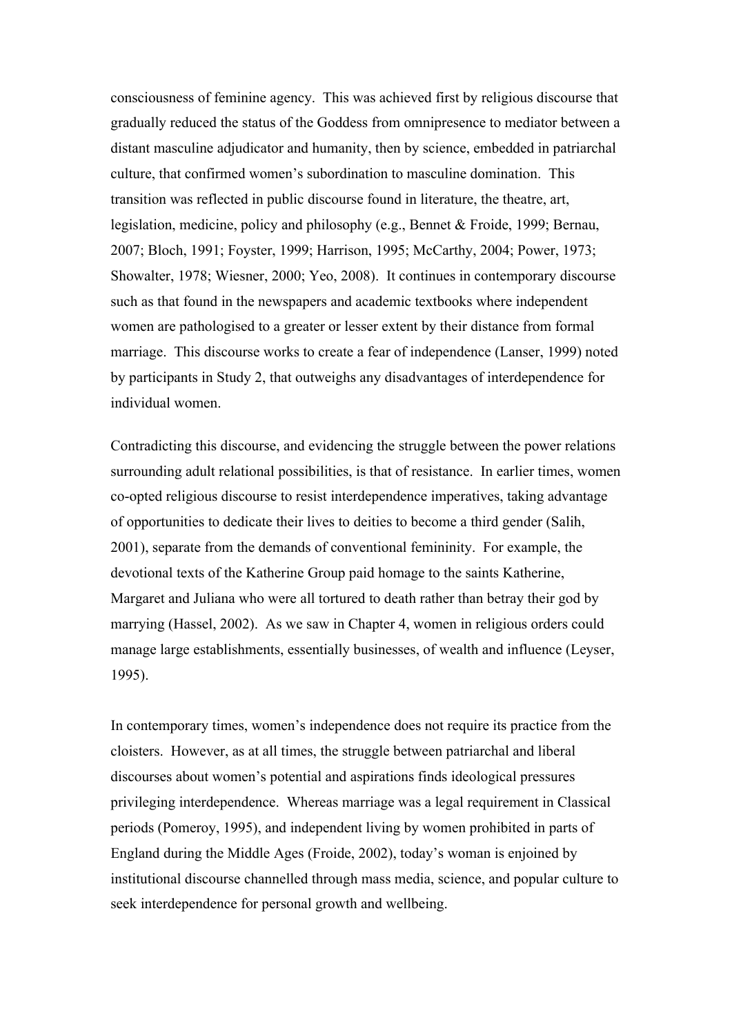consciousness of feminine agency. This was achieved first by religious discourse that gradually reduced the status of the Goddess from omnipresence to mediator between a distant masculine adjudicator and humanity, then by science, embedded in patriarchal culture, that confirmed women's subordination to masculine domination. This transition was reflected in public discourse found in literature, the theatre, art, legislation, medicine, policy and philosophy (e.g., Bennet & Froide, 1999; Bernau, 2007; Bloch, 1991; Foyster, 1999; Harrison, 1995; McCarthy, 2004; Power, 1973; Showalter, 1978; Wiesner, 2000; Yeo, 2008). It continues in contemporary discourse such as that found in the newspapers and academic textbooks where independent women are pathologised to a greater or lesser extent by their distance from formal marriage. This discourse works to create a fear of independence (Lanser, 1999) noted by participants in Study 2, that outweighs any disadvantages of interdependence for individual women.

Contradicting this discourse, and evidencing the struggle between the power relations surrounding adult relational possibilities, is that of resistance. In earlier times, women co-opted religious discourse to resist interdependence imperatives, taking advantage of opportunities to dedicate their lives to deities to become a third gender (Salih, 2001), separate from the demands of conventional femininity. For example, the devotional texts of the Katherine Group paid homage to the saints Katherine, Margaret and Juliana who were all tortured to death rather than betray their god by marrying (Hassel, 2002). As we saw in Chapter 4, women in religious orders could manage large establishments, essentially businesses, of wealth and influence (Leyser, 1995).

In contemporary times, women's independence does not require its practice from the cloisters. However, as at all times, the struggle between patriarchal and liberal discourses about women's potential and aspirations finds ideological pressures privileging interdependence. Whereas marriage was a legal requirement in Classical periods (Pomeroy, 1995), and independent living by women prohibited in parts of England during the Middle Ages (Froide, 2002), today's woman is enjoined by institutional discourse channelled through mass media, science, and popular culture to seek interdependence for personal growth and wellbeing.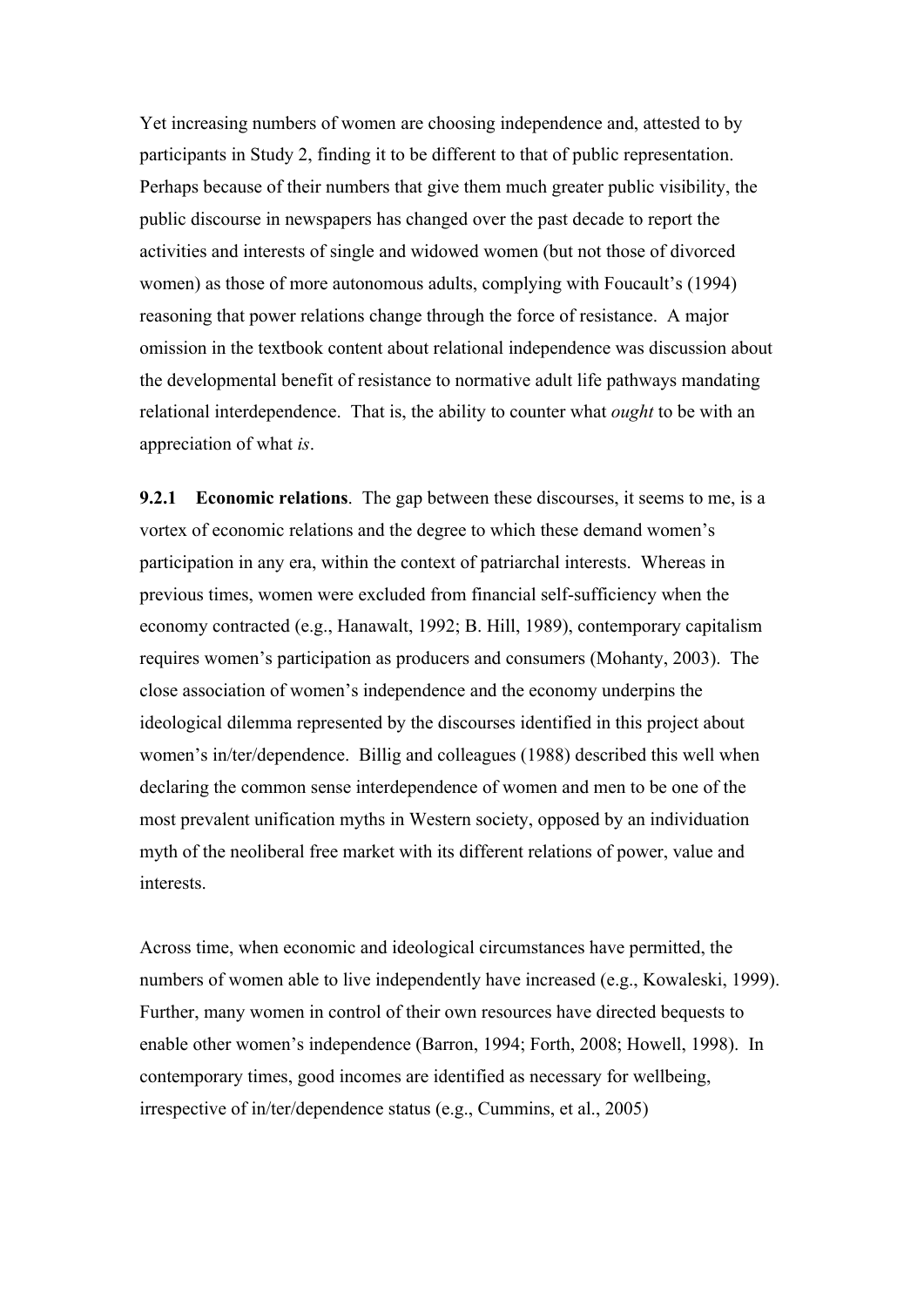Yet increasing numbers of women are choosing independence and, attested to by participants in Study 2, finding it to be different to that of public representation. Perhaps because of their numbers that give them much greater public visibility, the public discourse in newspapers has changed over the past decade to report the activities and interests of single and widowed women (but not those of divorced women) as those of more autonomous adults, complying with Foucault's (1994) reasoning that power relations change through the force of resistance. A major omission in the textbook content about relational independence was discussion about the developmental benefit of resistance to normative adult life pathways mandating relational interdependence. That is, the ability to counter what *ought* to be with an appreciation of what *is*.

**9.2.1 Economic relations**. The gap between these discourses, it seems to me, is a vortex of economic relations and the degree to which these demand women's participation in any era, within the context of patriarchal interests. Whereas in previous times, women were excluded from financial self-sufficiency when the economy contracted (e.g., Hanawalt, 1992; B. Hill, 1989), contemporary capitalism requires women's participation as producers and consumers (Mohanty, 2003). The close association of women's independence and the economy underpins the ideological dilemma represented by the discourses identified in this project about women's in/ter/dependence. Billig and colleagues (1988) described this well when declaring the common sense interdependence of women and men to be one of the most prevalent unification myths in Western society, opposed by an individuation myth of the neoliberal free market with its different relations of power, value and interests.

Across time, when economic and ideological circumstances have permitted, the numbers of women able to live independently have increased (e.g., Kowaleski, 1999). Further, many women in control of their own resources have directed bequests to enable other women's independence (Barron, 1994; Forth, 2008; Howell, 1998). In contemporary times, good incomes are identified as necessary for wellbeing, irrespective of in/ter/dependence status (e.g., Cummins, et al., 2005)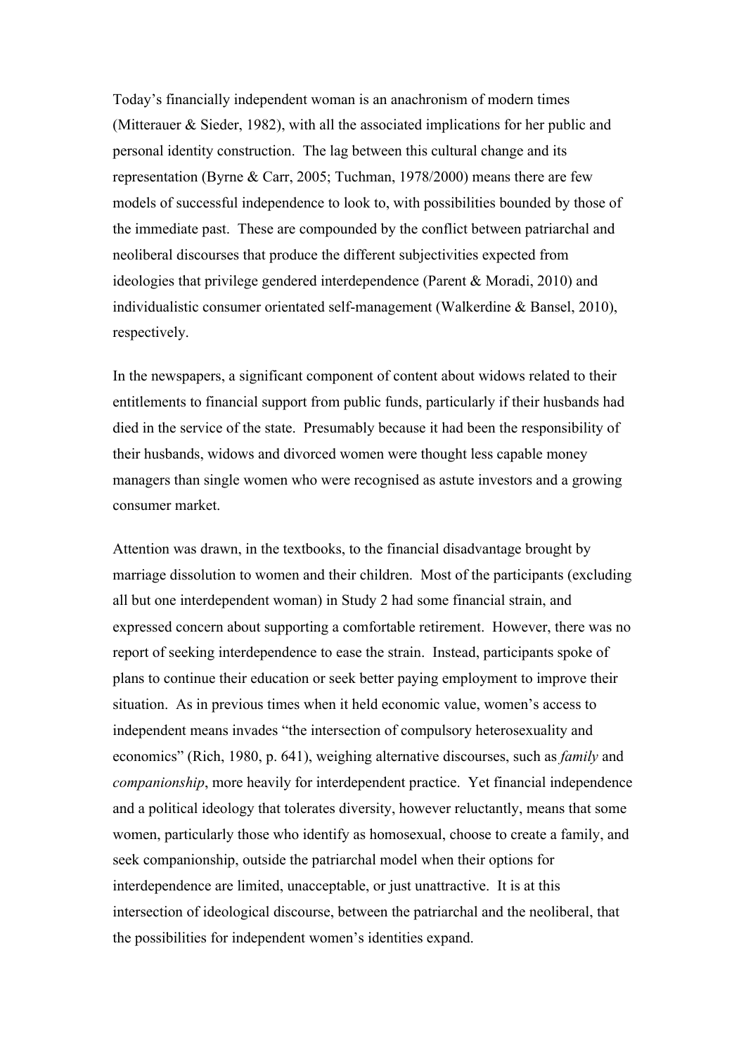Today's financially independent woman is an anachronism of modern times (Mitterauer & Sieder, 1982), with all the associated implications for her public and personal identity construction. The lag between this cultural change and its representation (Byrne & Carr, 2005; Tuchman, 1978/2000) means there are few models of successful independence to look to, with possibilities bounded by those of the immediate past. These are compounded by the conflict between patriarchal and neoliberal discourses that produce the different subjectivities expected from ideologies that privilege gendered interdependence (Parent & Moradi, 2010) and individualistic consumer orientated self-management (Walkerdine & Bansel, 2010), respectively.

In the newspapers, a significant component of content about widows related to their entitlements to financial support from public funds, particularly if their husbands had died in the service of the state. Presumably because it had been the responsibility of their husbands, widows and divorced women were thought less capable money managers than single women who were recognised as astute investors and a growing consumer market.

Attention was drawn, in the textbooks, to the financial disadvantage brought by marriage dissolution to women and their children. Most of the participants (excluding all but one interdependent woman) in Study 2 had some financial strain, and expressed concern about supporting a comfortable retirement. However, there was no report of seeking interdependence to ease the strain. Instead, participants spoke of plans to continue their education or seek better paying employment to improve their situation. As in previous times when it held economic value, women's access to independent means invades "the intersection of compulsory heterosexuality and economics" (Rich, 1980, p. 641), weighing alternative discourses, such as *family* and *companionship*, more heavily for interdependent practice. Yet financial independence and a political ideology that tolerates diversity, however reluctantly, means that some women, particularly those who identify as homosexual, choose to create a family, and seek companionship, outside the patriarchal model when their options for interdependence are limited, unacceptable, or just unattractive. It is at this intersection of ideological discourse, between the patriarchal and the neoliberal, that the possibilities for independent women's identities expand.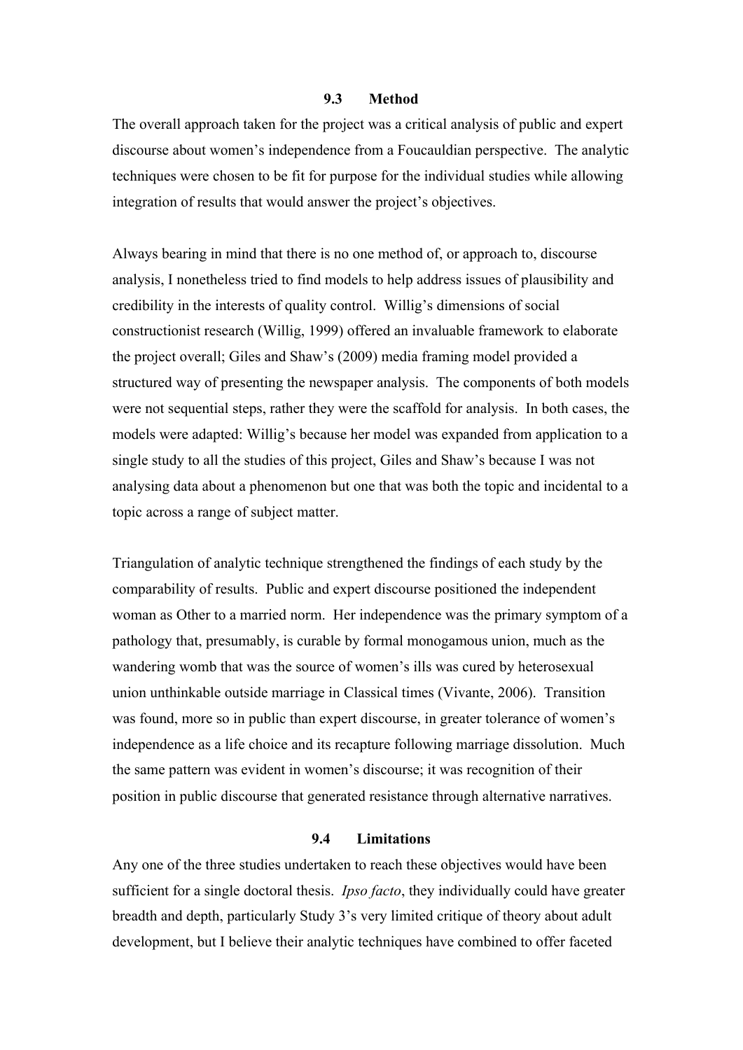### 9.3 Method

The overall approach taken for the project was a critical analysis of public and expert discourse about women's independence from a Foucauldian perspective. The analytic techniques were chosen to be fit for purpose for the individual studies while allowing integration of results that would answer the project's objectives.

Always bearing in mind that there is no one method of, or approach to, discourse analysis, I nonetheless tried to find models to help address issues of plausibility and credibility in the interests of quality control. Willig's dimensions of social constructionist research (Willig, 1999) offered an invaluable framework to elaborate the project overall; Giles and Shaw's (2009) media framing model provided a structured way of presenting the newspaper analysis. The components of both models were not sequential steps, rather they were the scaffold for analysis. In both cases, the models were adapted: Willig's because her model was expanded from application to a single study to all the studies of this project, Giles and Shaw's because I was not analysing data about a phenomenon but one that was both the topic and incidental to a topic across a range of subject matter.

Triangulation of analytic technique strengthened the findings of each study by the comparability of results. Public and expert discourse positioned the independent woman as Other to a married norm. Her independence was the primary symptom of a pathology that, presumably, is curable by formal monogamous union, much as the wandering womb that was the source of women's ills was cured by heterosexual union unthinkable outside marriage in Classical times (Vivante, 2006). Transition was found, more so in public than expert discourse, in greater tolerance of women's independence as a life choice and its recapture following marriage dissolution. Much the same pattern was evident in women's discourse; it was recognition of their position in public discourse that generated resistance through alternative narratives.

### 9.4 Limitations

Any one of the three studies undertaken to reach these objectives would have been sufficient for a single doctoral thesis. *Ipso facto*, they individually could have greater breadth and depth, particularly Study 3's very limited critique of theory about adult development, but I believe their analytic techniques have combined to offer faceted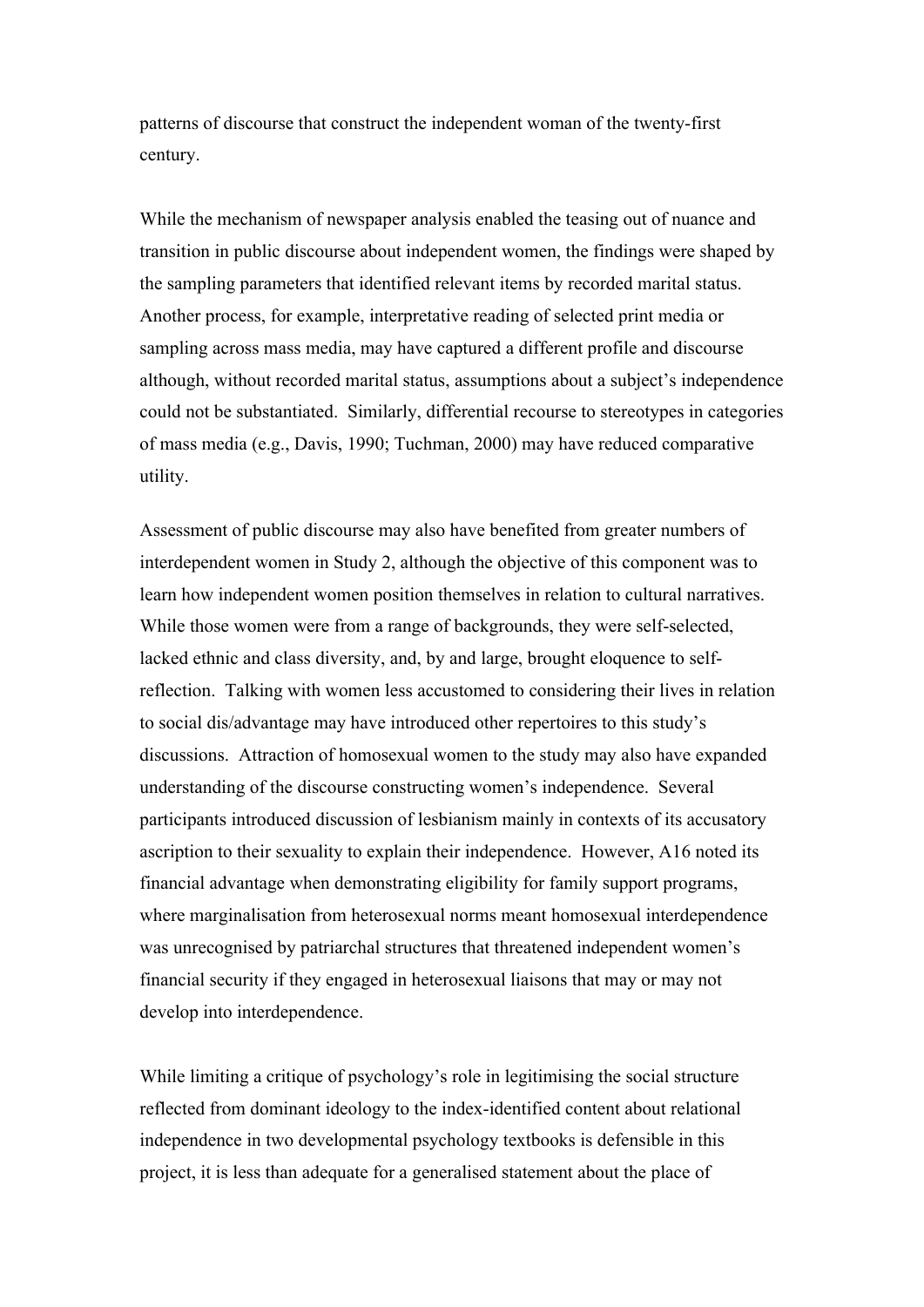patterns of discourse that construct the independent woman of the twenty-first century.

While the mechanism of newspaper analysis enabled the teasing out of nuance and transition in public discourse about independent women, the findings were shaped by the sampling parameters that identified relevant items by recorded marital status. Another process, for example, interpretative reading of selected print media or sampling across mass media, may have captured a different profile and discourse although, without recorded marital status, assumptions about a subject's independence could not be substantiated. Similarly, differential recourse to stereotypes in categories of mass media (e.g., Davis, 1990; Tuchman, 2000) may have reduced comparative utility.

Assessment of public discourse may also have benefited from greater numbers of interdependent women in Study 2, although the objective of this component was to learn how independent women position themselves in relation to cultural narratives. While those women were from a range of backgrounds, they were self-selected, lacked ethnic and class diversity, and, by and large, brought eloquence to self-reflection. Talking with women less accustomed to considering their lives in relation to social dis/advantage may have introduced other repertoires to this study's discussions. Attraction of homosexual women to the study may also have expanded understanding of the discourse constructing women's independence. Several participants introduced discussion of lesbianism mainly in contexts of its accusatory ascription to their sexuality to explain their independence. However, A16 noted its financial advantage when demonstrating eligibility for family support programs, where marginalisation from heterosexual norms meant homosexual interdependence was unrecognised by patriarchal structures that threatened independent women's financial security if they engaged in heterosexual liaisons that may or may not develop into interdependence.

While limiting a critique of psychology's role in legitimising the social structure reflected from dominant ideology to the index-identified content about relational independence in two developmental psychology textbooks is defensible in this project, it is less than adequate for a generalised statement about the place of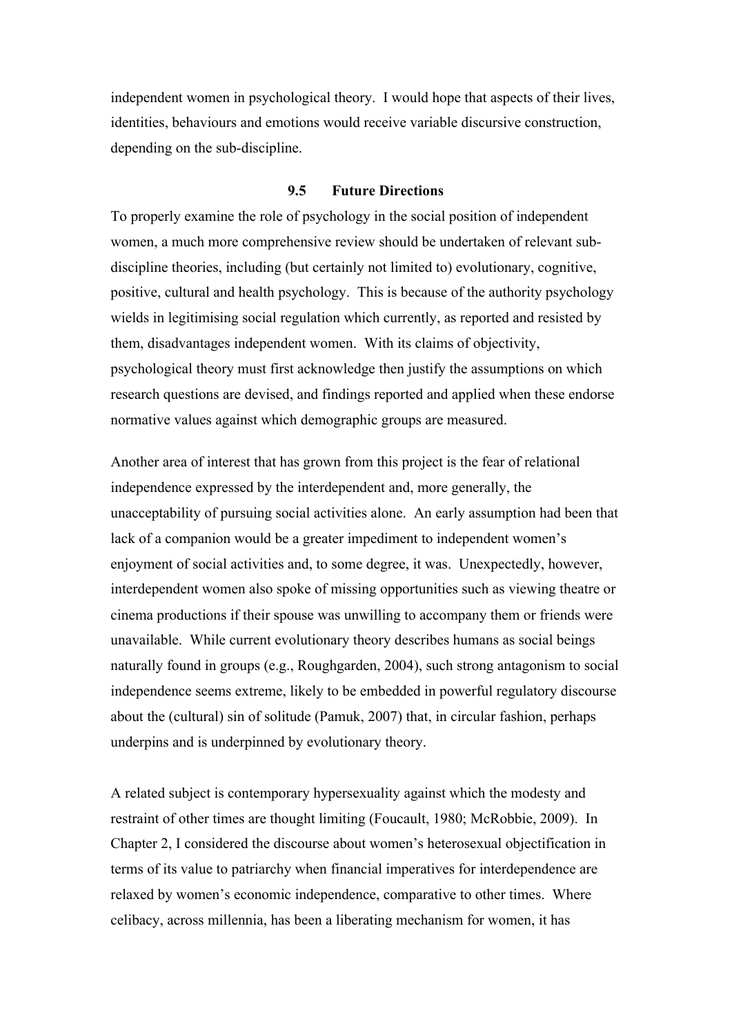independent women in psychological theory. I would hope that aspects of their lives, identities, behaviours and emotions would receive variable discursive construction, depending on the sub-discipline.

## 9.5 Future Directions

To properly examine the role of psychology in the social position of independent women, a much more comprehensive review should be undertaken of relevant sub-discipline theories, including (but certainly not limited to) evolutionary, cognitive, positive, cultural and health psychology. This is because of the authority psychology wields in legitimising social regulation which currently, as reported and resisted by them, disadvantages independent women. With its claims of objectivity, psychological theory must first acknowledge then justify the assumptions on which research questions are devised, and findings reported and applied when these endorse normative values against which demographic groups are measured.

Another area of interest that has grown from this project is the fear of relational independence expressed by the interdependent and, more generally, the unacceptability of pursuing social activities alone. An early assumption had been that lack of a companion would be a greater impediment to independent women's enjoyment of social activities and, to some degree, it was. Unexpectedly, however, interdependent women also spoke of missing opportunities such as viewing theatre or cinema productions if their spouse was unwilling to accompany them or friends were unavailable. While current evolutionary theory describes humans as social beings naturally found in groups (e.g., Roughgarden, 2004), such strong antagonism to social independence seems extreme, likely to be embedded in powerful regulatory discourse about the (cultural) sin of solitude (Pamuk, 2007) that, in circular fashion, perhaps underpins and is underpinned by evolutionary theory.

A related subject is contemporary hypersexuality against which the modesty and restraint of other times are thought limiting (Foucault, 1980; McRobbie, 2009). In Chapter 2, I considered the discourse about women's heterosexual objectification in terms of its value to patriarchy when financial imperatives for interdependence are relaxed by women's economic independence, comparative to other times. Where celibacy, across millennia, has been a liberating mechanism for women, it has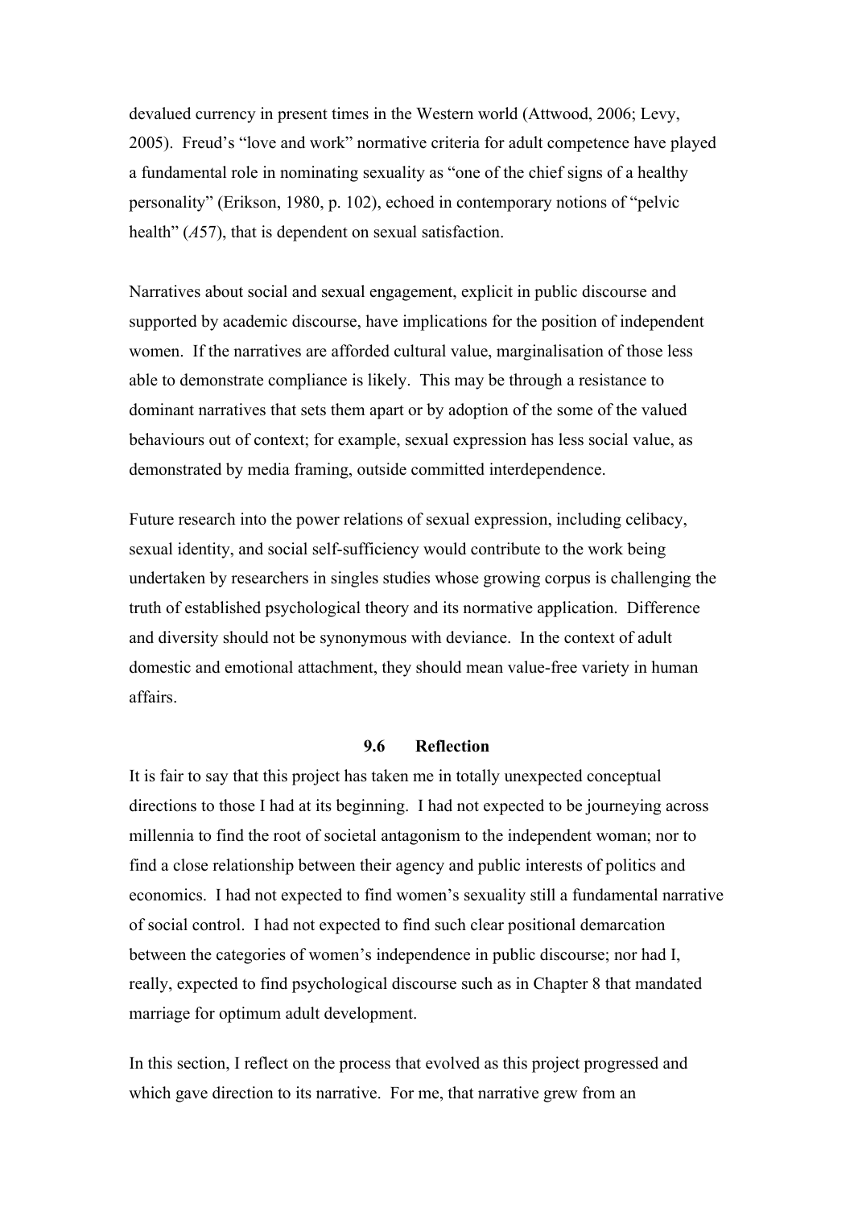devalued currency in present times in the Western world (Attwood, 2006; Levy, 2005). Freud's "love and work" normative criteria for adult competence have played a fundamental role in nominating sexuality as "one of the chief signs of a healthy personality" (Erikson, 1980, p. 102), echoed in contemporary notions of "pelvic health" (*A*57), that is dependent on sexual satisfaction.

Narratives about social and sexual engagement, explicit in public discourse and supported by academic discourse, have implications for the position of independent women. If the narratives are afforded cultural value, marginalisation of those less able to demonstrate compliance is likely. This may be through a resistance to dominant narratives that sets them apart or by adoption of the some of the valued behaviours out of context; for example, sexual expression has less social value, as demonstrated by media framing, outside committed interdependence.

Future research into the power relations of sexual expression, including celibacy, sexual identity, and social self-sufficiency would contribute to the work being undertaken by researchers in singles studies whose growing corpus is challenging the truth of established psychological theory and its normative application. Difference and diversity should not be synonymous with deviance. In the context of adult domestic and emotional attachment, they should mean value-free variety in human affairs.

### 9.6 Reflection

It is fair to say that this project has taken me in totally unexpected conceptual directions to those I had at its beginning. I had not expected to be journeying across millennia to find the root of societal antagonism to the independent woman; nor to find a close relationship between their agency and public interests of politics and economics. I had not expected to find women's sexuality still a fundamental narrative of social control. I had not expected to find such clear positional demarcation between the categories of women's independence in public discourse; nor had I, really, expected to find psychological discourse such as in Chapter 8 that mandated marriage for optimum adult development.

In this section, I reflect on the process that evolved as this project progressed and which gave direction to its narrative. For me, that narrative grew from an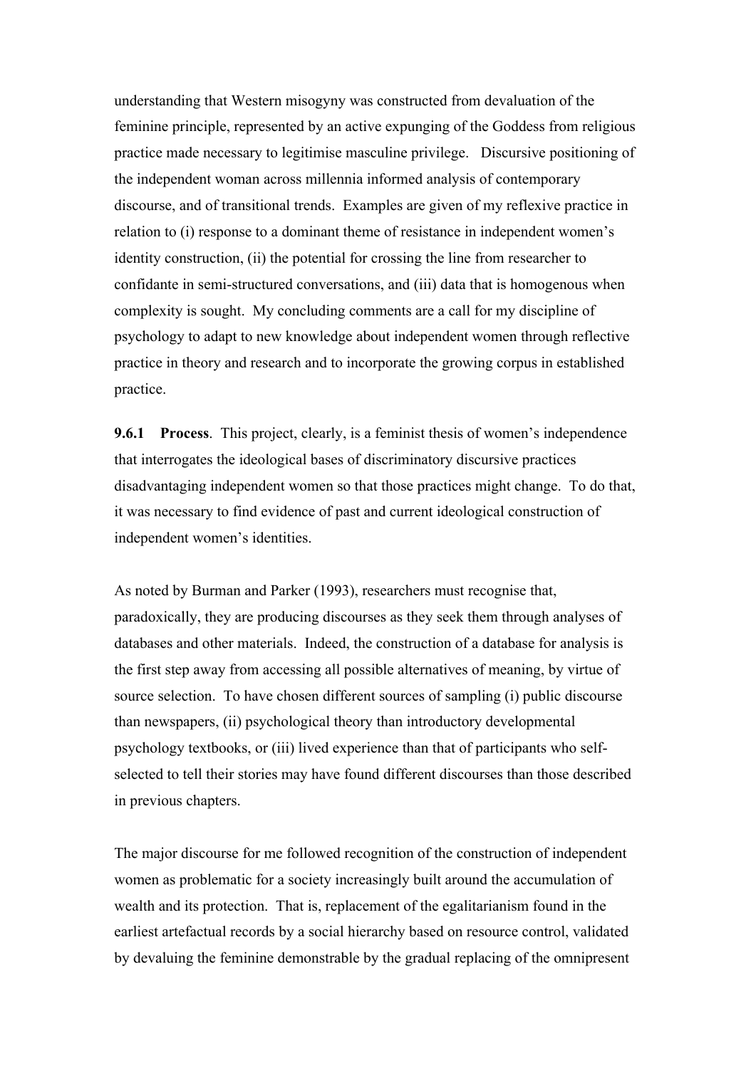understanding that Western misogyny was constructed from devaluation of the feminine principle, represented by an active expunging of the Goddess from religious practice made necessary to legitimise masculine privilege. Discursive positioning of the independent woman across millennia informed analysis of contemporary discourse, and of transitional trends. Examples are given of my reflexive practice in relation to (i) response to a dominant theme of resistance in independent women's identity construction, (ii) the potential for crossing the line from researcher to confidante in semi-structured conversations, and (iii) data that is homogenous when complexity is sought. My concluding comments are a call for my discipline of psychology to adapt to new knowledge about independent women through reflective practice in theory and research and to incorporate the growing corpus in established practice.

**9.6.1 Process**. This project, clearly, is a feminist thesis of women's independence that interrogates the ideological bases of discriminatory discursive practices disadvantaging independent women so that those practices might change. To do that, it was necessary to find evidence of past and current ideological construction of independent women's identities.

As noted by Burman and Parker (1993), researchers must recognise that, paradoxically, they are producing discourses as they seek them through analyses of databases and other materials. Indeed, the construction of a database for analysis is the first step away from accessing all possible alternatives of meaning, by virtue of source selection. To have chosen different sources of sampling (i) public discourse than newspapers, (ii) psychological theory than introductory developmental psychology textbooks, or (iii) lived experience than that of participants who self-selected to tell their stories may have found different discourses than those described in previous chapters.

The major discourse for me followed recognition of the construction of independent women as problematic for a society increasingly built around the accumulation of wealth and its protection. That is, replacement of the egalitarianism found in the earliest artefactual records by a social hierarchy based on resource control, validated by devaluing the feminine demonstrable by the gradual replacing of the omnipresent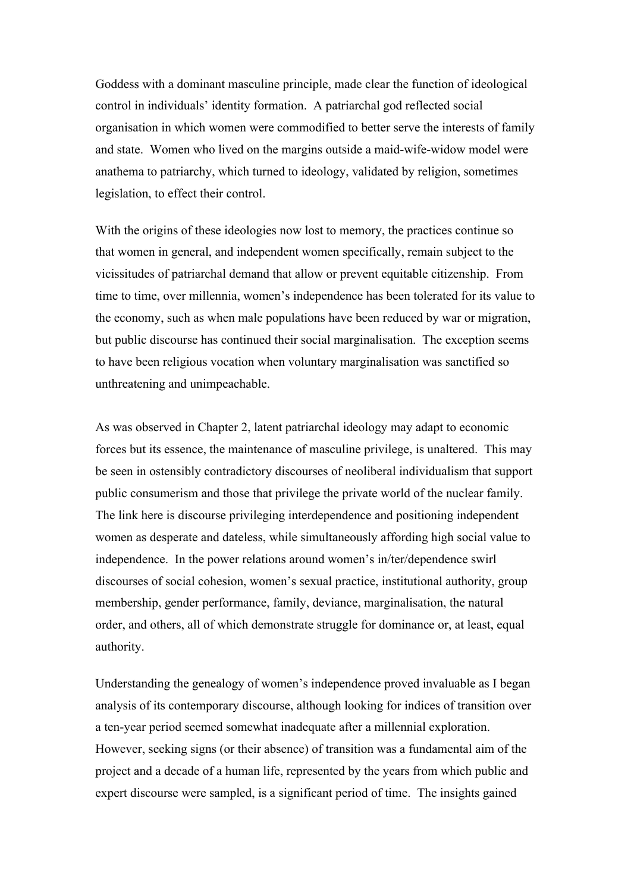Goddess with a dominant masculine principle, made clear the function of ideological control in individuals' identity formation. A patriarchal god reflected social organisation in which women were commodified to better serve the interests of family and state. Women who lived on the margins outside a maid-wife-widow model were anathema to patriarchy, which turned to ideology, validated by religion, sometimes legislation, to effect their control.

With the origins of these ideologies now lost to memory, the practices continue so that women in general, and independent women specifically, remain subject to the vicissitudes of patriarchal demand that allow or prevent equitable citizenship. From time to time, over millennia, women's independence has been tolerated for its value to the economy, such as when male populations have been reduced by war or migration, but public discourse has continued their social marginalisation. The exception seems to have been religious vocation when voluntary marginalisation was sanctified so unthreatening and unimpeachable.

As was observed in Chapter 2, latent patriarchal ideology may adapt to economic forces but its essence, the maintenance of masculine privilege, is unaltered. This may be seen in ostensibly contradictory discourses of neoliberal individualism that support public consumerism and those that privilege the private world of the nuclear family. The link here is discourse privileging interdependence and positioning independent women as desperate and dateless, while simultaneously affording high social value to independence. In the power relations around women's in/ter/dependence swirl discourses of social cohesion, women's sexual practice, institutional authority, group membership, gender performance, family, deviance, marginalisation, the natural order, and others, all of which demonstrate struggle for dominance or, at least, equal authority.

Understanding the genealogy of women's independence proved invaluable as I began analysis of its contemporary discourse, although looking for indices of transition over a ten-year period seemed somewhat inadequate after a millennial exploration. However, seeking signs (or their absence) of transition was a fundamental aim of the project and a decade of a human life, represented by the years from which public and expert discourse were sampled, is a significant period of time. The insights gained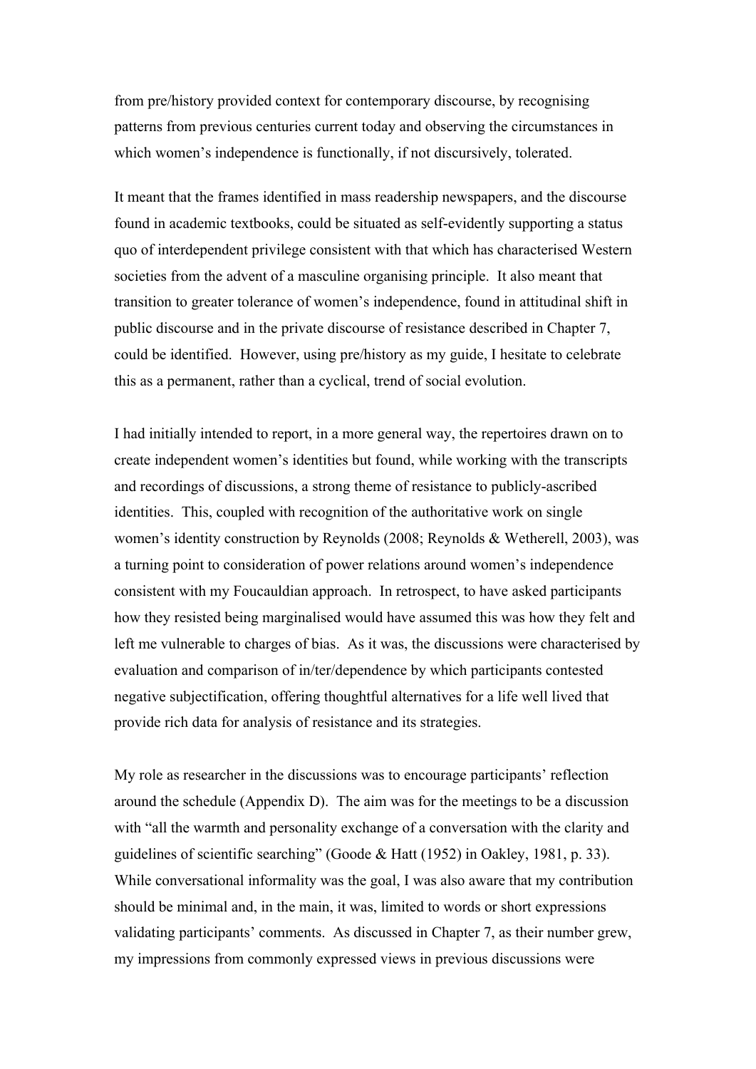from pre/history provided context for contemporary discourse, by recognising patterns from previous centuries current today and observing the circumstances in which women's independence is functionally, if not discursively, tolerated.

It meant that the frames identified in mass readership newspapers, and the discourse found in academic textbooks, could be situated as self-evidently supporting a status quo of interdependent privilege consistent with that which has characterised Western societies from the advent of a masculine organising principle. It also meant that transition to greater tolerance of women's independence, found in attitudinal shift in public discourse and in the private discourse of resistance described in Chapter 7, could be identified. However, using pre/history as my guide, I hesitate to celebrate this as a permanent, rather than a cyclical, trend of social evolution.

I had initially intended to report, in a more general way, the repertoires drawn on to create independent women's identities but found, while working with the transcripts and recordings of discussions, a strong theme of resistance to publicly-ascribed identities. This, coupled with recognition of the authoritative work on single women's identity construction by Reynolds (2008; Reynolds & Wetherell, 2003), was a turning point to consideration of power relations around women's independence consistent with my Foucauldian approach. In retrospect, to have asked participants how they resisted being marginalised would have assumed this was how they felt and left me vulnerable to charges of bias. As it was, the discussions were characterised by evaluation and comparison of in/ter/dependence by which participants contested negative subjectification, offering thoughtful alternatives for a life well lived that provide rich data for analysis of resistance and its strategies.

My role as researcher in the discussions was to encourage participants' reflection around the schedule (Appendix D). The aim was for the meetings to be a discussion with "all the warmth and personality exchange of a conversation with the clarity and guidelines of scientific searching" (Goode & Hatt (1952) in Oakley, 1981, p. 33). While conversational informality was the goal, I was also aware that my contribution should be minimal and, in the main, it was, limited to words or short expressions validating participants' comments. As discussed in Chapter 7, as their number grew, my impressions from commonly expressed views in previous discussions were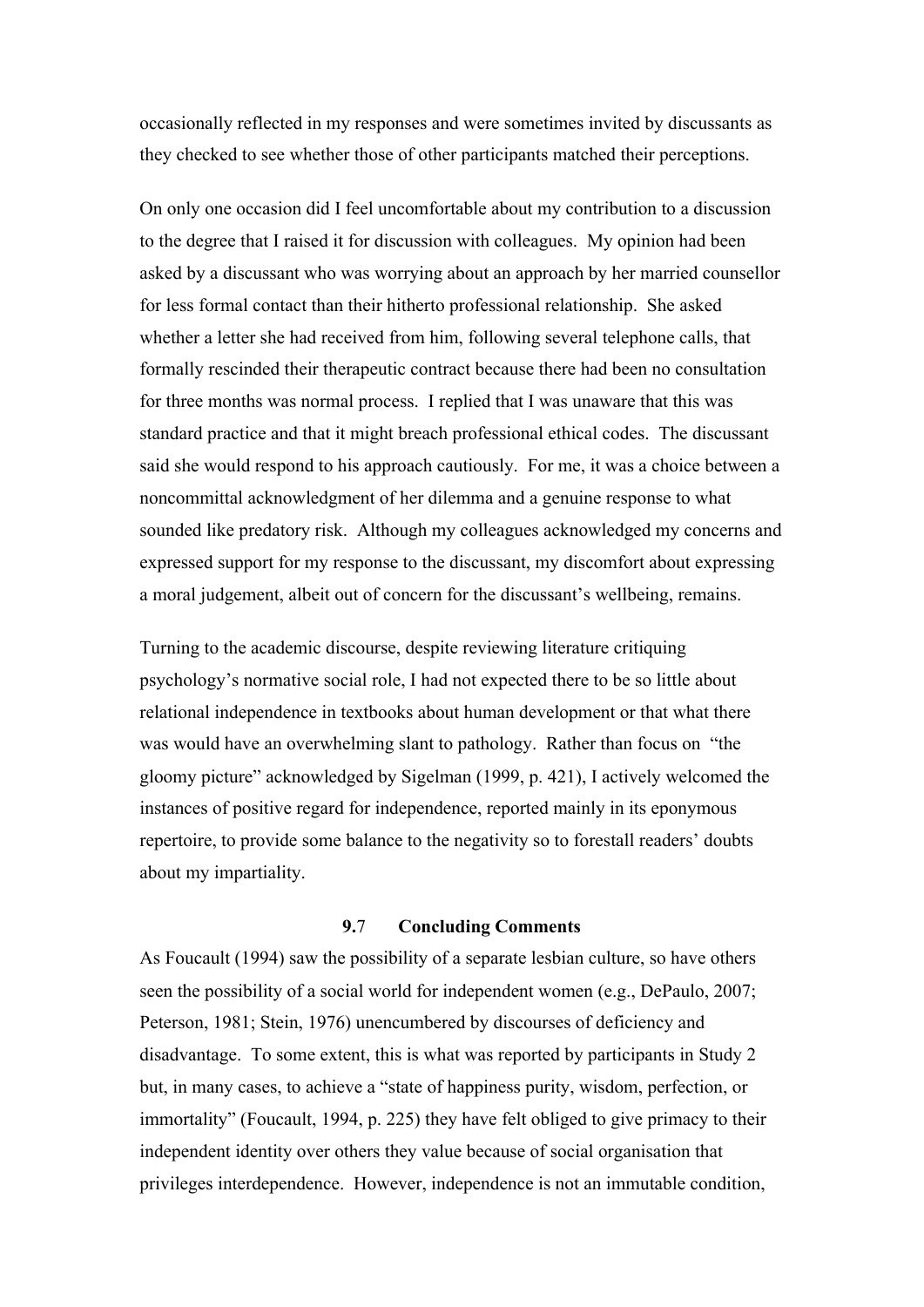occasionally reflected in my responses and were sometimes invited by discussants as they checked to see whether those of other participants matched their perceptions.

On only one occasion did I feel uncomfortable about my contribution to a discussion to the degree that I raised it for discussion with colleagues. My opinion had been asked by a discussant who was worrying about an approach by her married counsellor for less formal contact than their hitherto professional relationship. She asked whether a letter she had received from him, following several telephone calls, that formally rescinded their therapeutic contract because there had been no consultation for three months was normal process. I replied that I was unaware that this was standard practice and that it might breach professional ethical codes. The discussant said she would respond to his approach cautiously. For me, it was a choice between a noncommittal acknowledgment of her dilemma and a genuine response to what sounded like predatory risk. Although my colleagues acknowledged my concerns and expressed support for my response to the discussant, my discomfort about expressing a moral judgement, albeit out of concern for the discussant's wellbeing, remains.

Turning to the academic discourse, despite reviewing literature critiquing psychology's normative social role, I had not expected there to be so little about relational independence in textbooks about human development or that what there was would have an overwhelming slant to pathology. Rather than focus on "the gloomy picture" acknowledged by Sigelman (1999, p. 421), I actively welcomed the instances of positive regard for independence, reported mainly in its eponymous repertoire, to provide some balance to the negativity so to forestall readers' doubts about my impartiality.

### 9.7 Concluding Comments

As Foucault (1994) saw the possibility of a separate lesbian culture, so have others seen the possibility of a social world for independent women (e.g., DePaulo, 2007; Peterson, 1981; Stein, 1976) unencumbered by discourses of deficiency and disadvantage. To some extent, this is what was reported by participants in Study 2 but, in many cases, to achieve a "state of happiness purity, wisdom, perfection, or immortality" (Foucault, 1994, p. 225) they have felt obliged to give primacy to their independent identity over others they value because of social organisation that privileges interdependence. However, independence is not an immutable condition,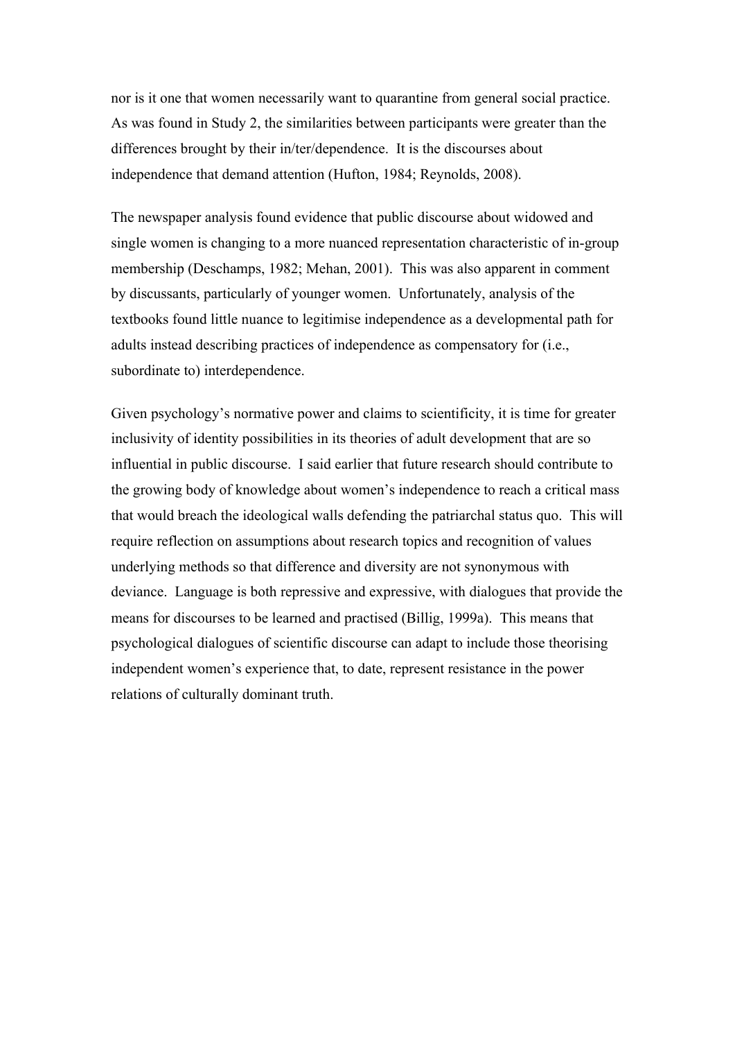nor is it one that women necessarily want to quarantine from general social practice. As was found in Study 2, the similarities between participants were greater than the differences brought by their in/ter/dependence. It is the discourses about independence that demand attention (Hufton, 1984; Reynolds, 2008).

The newspaper analysis found evidence that public discourse about widowed and single women is changing to a more nuanced representation characteristic of in-group membership (Deschamps, 1982; Mehan, 2001). This was also apparent in comment by discussants, particularly of younger women. Unfortunately, analysis of the textbooks found little nuance to legitimise independence as a developmental path for adults instead describing practices of independence as compensatory for (i.e., subordinate to) interdependence.

Given psychology's normative power and claims to scientificity, it is time for greater inclusivity of identity possibilities in its theories of adult development that are so influential in public discourse. I said earlier that future research should contribute to the growing body of knowledge about women's independence to reach a critical mass that would breach the ideological walls defending the patriarchal status quo. This will require reflection on assumptions about research topics and recognition of values underlying methods so that difference and diversity are not synonymous with deviance. Language is both repressive and expressive, with dialogues that provide the means for discourses to be learned and practised (Billig, 1999a). This means that psychological dialogues of scientific discourse can adapt to include those theorising independent women's experience that, to date, represent resistance in the power relations of culturally dominant truth.